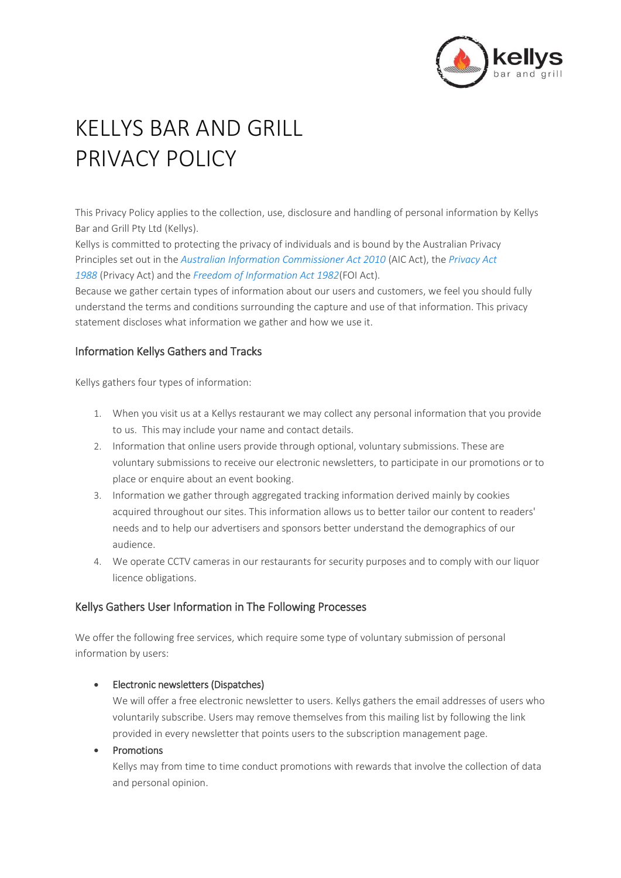# KELLYS BAR AND GRILL PRIVACY POLICY

This Privacy Policy applies to the collection, use, disclosure and handling of personal information by Kellys Bar and Grill Pty Ltd (Kellys).

Kellys is committed to protecting the privacy of individuals and is bound by the Australian Privacy Principles set out in the *Australian Information Commissioner Act 2010* (AIC Act), the *Privacy Act 1988* (Privacy Act) and the *Freedom of Information Act 1982*(FOI Act).

Because we gather certain types of information about our users and customers, we feel you should fully understand the terms and conditions surrounding the capture and use of that information. This privacy statement discloses what information we gather and how we use it.

## Information Kellys Gathers and Tracks

Kellys gathers four types of information:

1. When you visit us at a Kellys restaurant we may collect any personal information that you provide to us. This may include your name and contact details.
2. Information that online users provide through optional, voluntary submissions. These are voluntary submissions to receive our electronic newsletters, to participate in our promotions or to place or enquire about an event booking.
3. Information we gather through aggregated tracking information derived mainly by cookies acquired throughout our sites. This information allows us to better tailor our content to readers' needs and to help our advertisers and sponsors better understand the demographics of our audience.
4. We operate CCTV cameras in our restaurants for security purposes and to comply with our liquor licence obligations.

## Kellys Gathers User Information in The Following Processes

We offer the following free services, which require some type of voluntary submission of personal information by users:

- Electronic newsletters (Dispatches)
  We will offer a free electronic newsletter to users. Kellys gathers the email addresses of users who voluntarily subscribe. Users may remove themselves from this mailing list by following the link provided in every newsletter that points users to the subscription management page.
- Promotions
  Kellys may from time to time conduct promotions with rewards that involve the collection of data and personal opinion.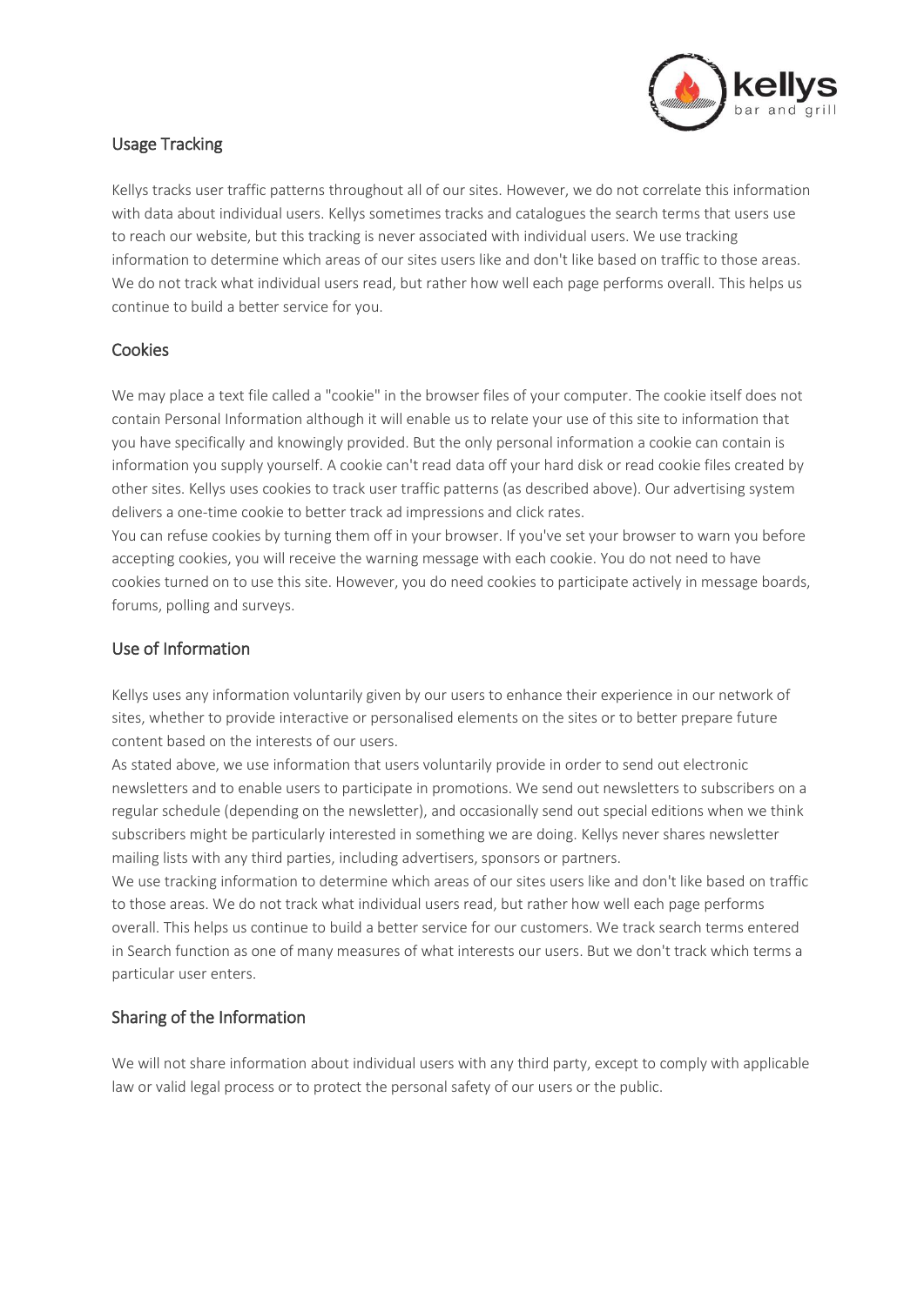## Usage Tracking

Kellys tracks user traffic patterns throughout all of our sites. However, we do not correlate this information with data about individual users. Kellys sometimes tracks and catalogues the search terms that users use to reach our website, but this tracking is never associated with individual users. We use tracking information to determine which areas of our sites users like and don't like based on traffic to those areas. We do not track what individual users read, but rather how well each page performs overall. This helps us continue to build a better service for you.

## Cookies

We may place a text file called a "cookie" in the browser files of your computer. The cookie itself does not contain Personal Information although it will enable us to relate your use of this site to information that you have specifically and knowingly provided. But the only personal information a cookie can contain is information you supply yourself. A cookie can't read data off your hard disk or read cookie files created by other sites. Kellys uses cookies to track user traffic patterns (as described above). Our advertising system delivers a one-time cookie to better track ad impressions and click rates.

You can refuse cookies by turning them off in your browser. If you've set your browser to warn you before accepting cookies, you will receive the warning message with each cookie. You do not need to have cookies turned on to use this site. However, you do need cookies to participate actively in message boards, forums, polling and surveys.

## Use of Information

Kellys uses any information voluntarily given by our users to enhance their experience in our network of sites, whether to provide interactive or personalised elements on the sites or to better prepare future content based on the interests of our users.

As stated above, we use information that users voluntarily provide in order to send out electronic newsletters and to enable users to participate in promotions. We send out newsletters to subscribers on a regular schedule (depending on the newsletter), and occasionally send out special editions when we think subscribers might be particularly interested in something we are doing. Kellys never shares newsletter mailing lists with any third parties, including advertisers, sponsors or partners.

We use tracking information to determine which areas of our sites users like and don't like based on traffic to those areas. We do not track what individual users read, but rather how well each page performs overall. This helps us continue to build a better service for our customers. We track search terms entered in Search function as one of many measures of what interests our users. But we don't track which terms a particular user enters.

## Sharing of the Information

We will not share information about individual users with any third party, except to comply with applicable law or valid legal process or to protect the personal safety of our users or the public.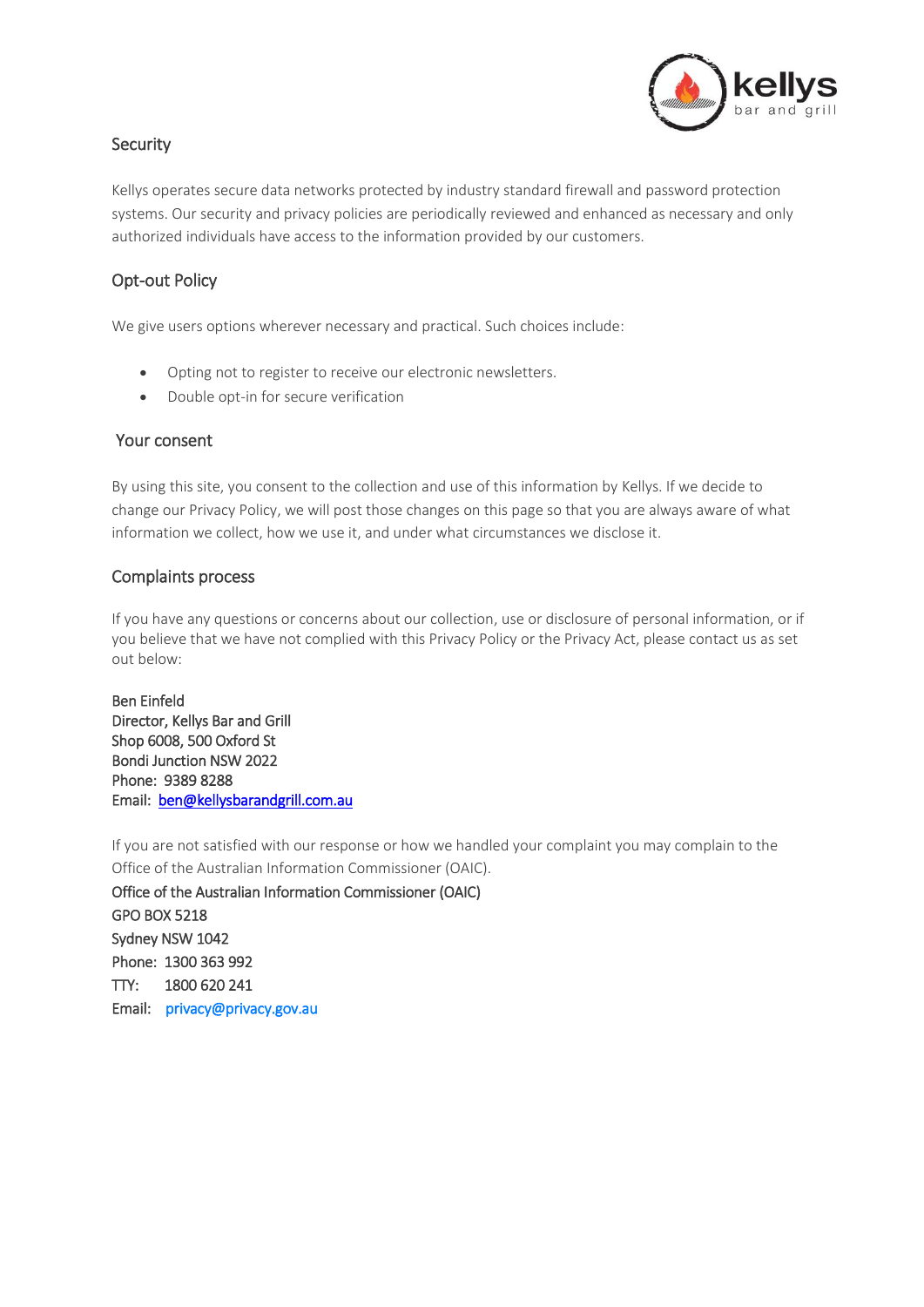## Security

Kellys operates secure data networks protected by industry standard firewall and password protection systems. Our security and privacy policies are periodically reviewed and enhanced as necessary and only authorized individuals have access to the information provided by our customers.

## Opt-out Policy

We give users options wherever necessary and practical. Such choices include:

- Opting not to register to receive our electronic newsletters.
- Double opt-in for secure verification

## Your consent

By using this site, you consent to the collection and use of this information by Kellys. If we decide to change our Privacy Policy, we will post those changes on this page so that you are always aware of what information we collect, how we use it, and under what circumstances we disclose it.

## Complaints process

If you have any questions or concerns about our collection, use or disclosure of personal information, or if you believe that we have not complied with this Privacy Policy or the Privacy Act, please contact us as set out below:

Ben Einfeld
Director, Kellys Bar and Grill
Shop 6008, 500 Oxford St
Bondi Junction NSW 2022
Phone: 9389 8288
Email: ben@kellysbarandgrill.com.au

If you are not satisfied with our response or how we handled your complaint you may complain to the Office of the Australian Information Commissioner (OAIC).

Office of the Australian Information Commissioner (OAIC)
GPO BOX 5218
Sydney NSW 1042
Phone: 1300 363 992
TTY: 1800 620 241
Email: privacy@privacy.gov.au